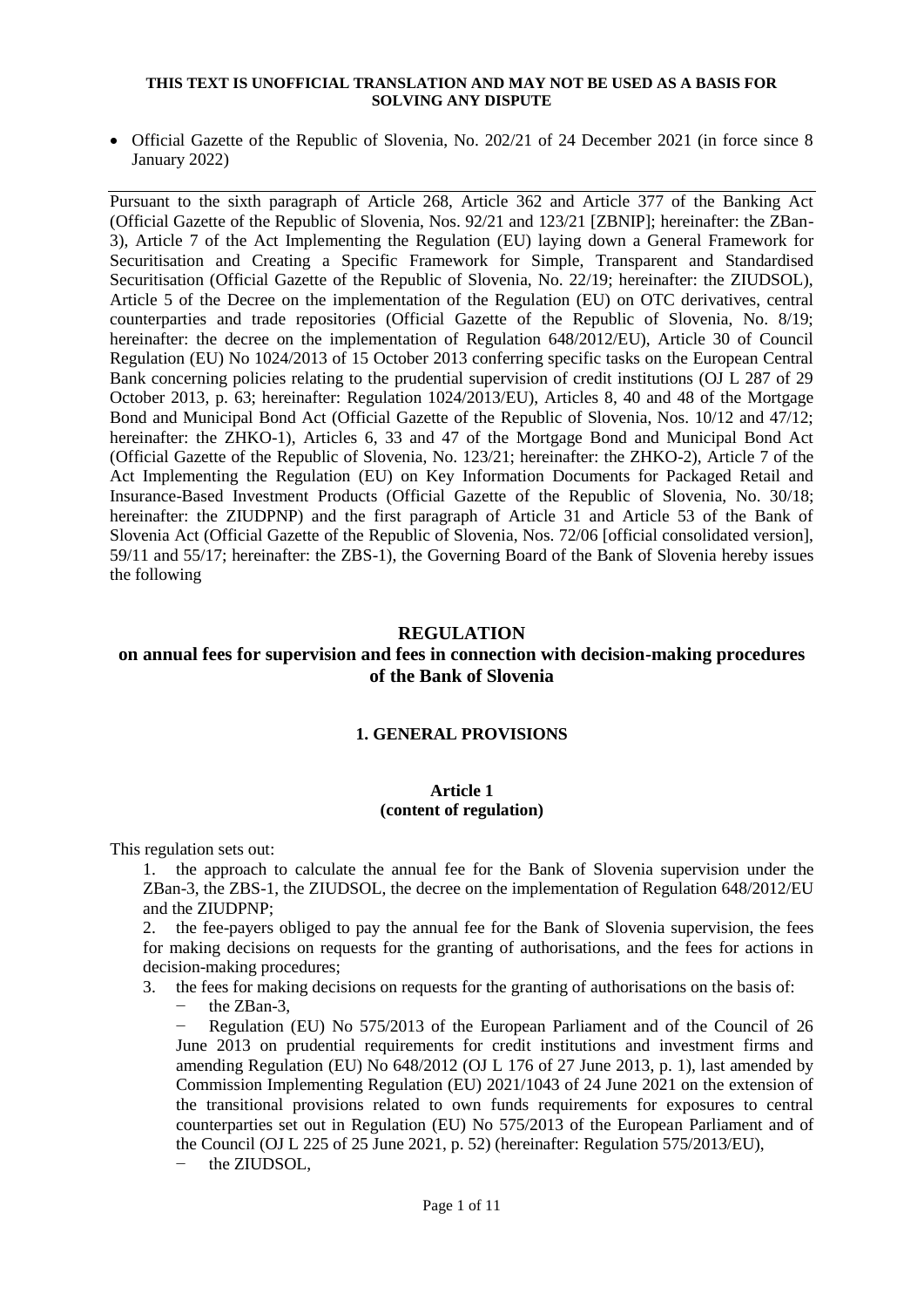**THIS TEXT IS UNOFFICIAL TRANSLATION AND MAY NOT BE USED AS A BASIS FOR SOLVING ANY DISPUTE**

- Official Gazette of the Republic of Slovenia, No. 202/21 of 24 December 2021 (in force since 8 January 2022)

---

Pursuant to the sixth paragraph of Article 268, Article 362 and Article 377 of the Banking Act (Official Gazette of the Republic of Slovenia, Nos. 92/21 and 123/21 [ZBNIP]; hereinafter: the ZBan-3), Article 7 of the Act Implementing the Regulation (EU) laying down a General Framework for Securitisation and Creating a Specific Framework for Simple, Transparent and Standardised Securitisation (Official Gazette of the Republic of Slovenia, No. 22/19; hereinafter: the ZIUDSOL), Article 5 of the Decree on the implementation of the Regulation (EU) on OTC derivatives, central counterparties and trade repositories (Official Gazette of the Republic of Slovenia, No. 8/19; hereinafter: the decree on the implementation of Regulation 648/2012/EU), Article 30 of Council Regulation (EU) No 1024/2013 of 15 October 2013 conferring specific tasks on the European Central Bank concerning policies relating to the prudential supervision of credit institutions (OJ L 287 of 29 October 2013, p. 63; hereinafter: Regulation 1024/2013/EU), Articles 8, 40 and 48 of the Mortgage Bond and Municipal Bond Act (Official Gazette of the Republic of Slovenia, Nos. 10/12 and 47/12; hereinafter: the ZHKO-1), Articles 6, 33 and 47 of the Mortgage Bond and Municipal Bond Act (Official Gazette of the Republic of Slovenia, No. 123/21; hereinafter: the ZHKO-2), Article 7 of the Act Implementing the Regulation (EU) on Key Information Documents for Packaged Retail and Insurance-Based Investment Products (Official Gazette of the Republic of Slovenia, No. 30/18; hereinafter: the ZIUDPNP) and the first paragraph of Article 31 and Article 53 of the Bank of Slovenia Act (Official Gazette of the Republic of Slovenia, Nos. 72/06 [official consolidated version], 59/11 and 55/17; hereinafter: the ZBS-1), the Governing Board of the Bank of Slovenia hereby issues the following

# REGULATION
# on annual fees for supervision and fees in connection with decision-making procedures of the Bank of Slovenia

## 1. GENERAL PROVISIONS

### Article 1
### (content of regulation)

This regulation sets out:

1. the approach to calculate the annual fee for the Bank of Slovenia supervision under the ZBan-3, the ZBS-1, the ZIUDSOL, the decree on the implementation of Regulation 648/2012/EU and the ZIUDPNP;
2. the fee-payers obliged to pay the annual fee for the Bank of Slovenia supervision, the fees for making decisions on requests for the granting of authorisations, and the fees for actions in decision-making procedures;
3. the fees for making decisions on requests for the granting of authorisations on the basis of:
   - the ZBan-3,
   - Regulation (EU) No 575/2013 of the European Parliament and of the Council of 26 June 2013 on prudential requirements for credit institutions and investment firms and amending Regulation (EU) No 648/2012 (OJ L 176 of 27 June 2013, p. 1), last amended by Commission Implementing Regulation (EU) 2021/1043 of 24 June 2021 on the extension of the transitional provisions related to own funds requirements for exposures to central counterparties set out in Regulation (EU) No 575/2013 of the European Parliament and of the Council (OJ L 225 of 25 June 2021, p. 52) (hereinafter: Regulation 575/2013/EU),
   - the ZIUDSOL,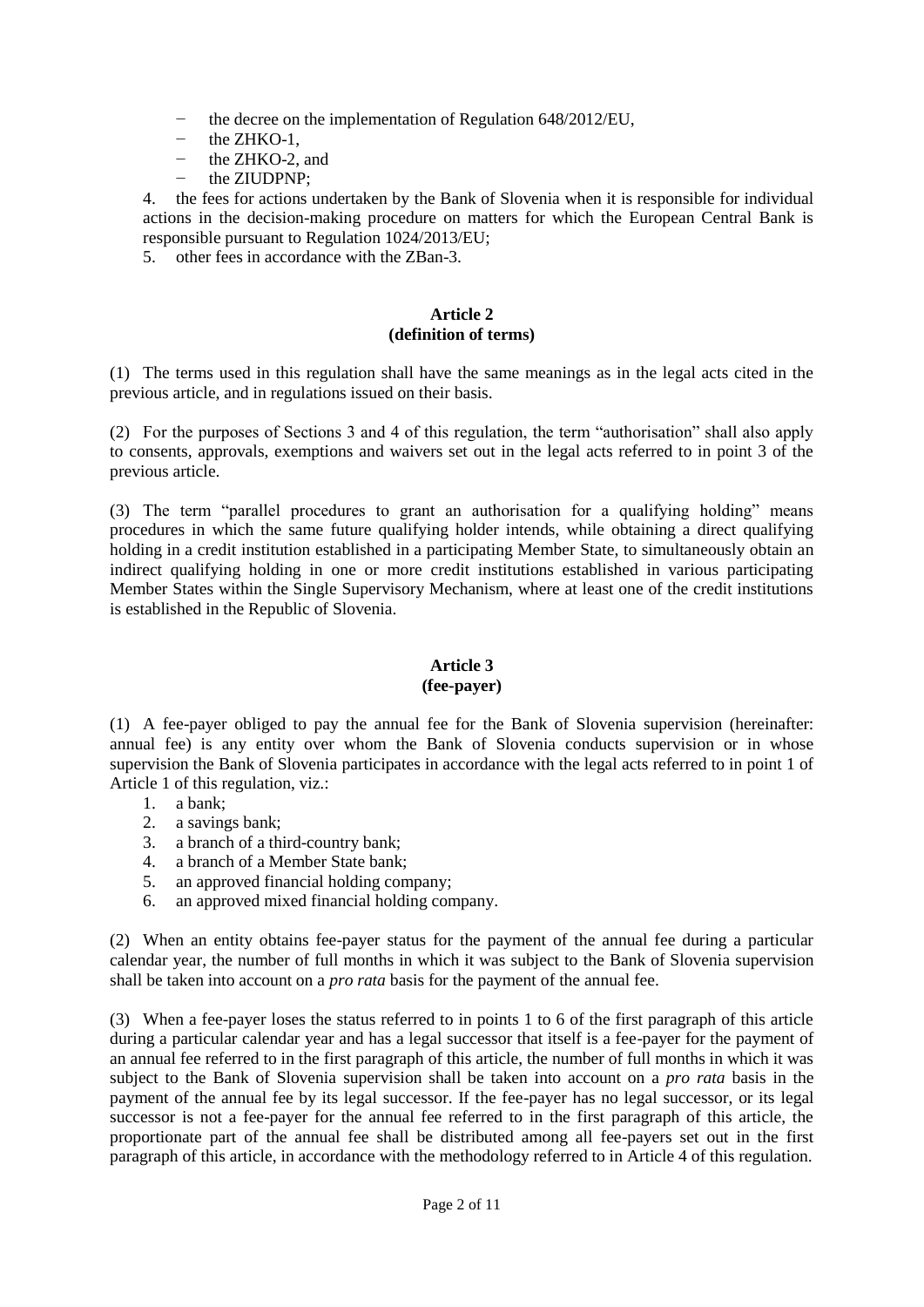- the decree on the implementation of Regulation 648/2012/EU,
- the ZHKO-1,
- the ZHKO-2, and
- the ZIUDPNP;

4. the fees for actions undertaken by the Bank of Slovenia when it is responsible for individual actions in the decision-making procedure on matters for which the European Central Bank is responsible pursuant to Regulation 1024/2013/EU;
5. other fees in accordance with the ZBan-3.

**Article 2**
**(definition of terms)**

(1) The terms used in this regulation shall have the same meanings as in the legal acts cited in the previous article, and in regulations issued on their basis.

(2) For the purposes of Sections 3 and 4 of this regulation, the term "authorisation" shall also apply to consents, approvals, exemptions and waivers set out in the legal acts referred to in point 3 of the previous article.

(3) The term "parallel procedures to grant an authorisation for a qualifying holding" means procedures in which the same future qualifying holder intends, while obtaining a direct qualifying holding in a credit institution established in a participating Member State, to simultaneously obtain an indirect qualifying holding in one or more credit institutions established in various participating Member States within the Single Supervisory Mechanism, where at least one of the credit institutions is established in the Republic of Slovenia.

**Article 3**
**(fee-payer)**

(1) A fee-payer obliged to pay the annual fee for the Bank of Slovenia supervision (hereinafter: annual fee) is any entity over whom the Bank of Slovenia conducts supervision or in whose supervision the Bank of Slovenia participates in accordance with the legal acts referred to in point 1 of Article 1 of this regulation, viz.:

1. a bank;
2. a savings bank;
3. a branch of a third-country bank;
4. a branch of a Member State bank;
5. an approved financial holding company;
6. an approved mixed financial holding company.

(2) When an entity obtains fee-payer status for the payment of the annual fee during a particular calendar year, the number of full months in which it was subject to the Bank of Slovenia supervision shall be taken into account on a *pro rata* basis for the payment of the annual fee.

(3) When a fee-payer loses the status referred to in points 1 to 6 of the first paragraph of this article during a particular calendar year and has a legal successor that itself is a fee-payer for the payment of an annual fee referred to in the first paragraph of this article, the number of full months in which it was subject to the Bank of Slovenia supervision shall be taken into account on a *pro rata* basis in the payment of the annual fee by its legal successor. If the fee-payer has no legal successor, or its legal successor is not a fee-payer for the annual fee referred to in the first paragraph of this article, the proportionate part of the annual fee shall be distributed among all fee-payers set out in the first paragraph of this article, in accordance with the methodology referred to in Article 4 of this regulation.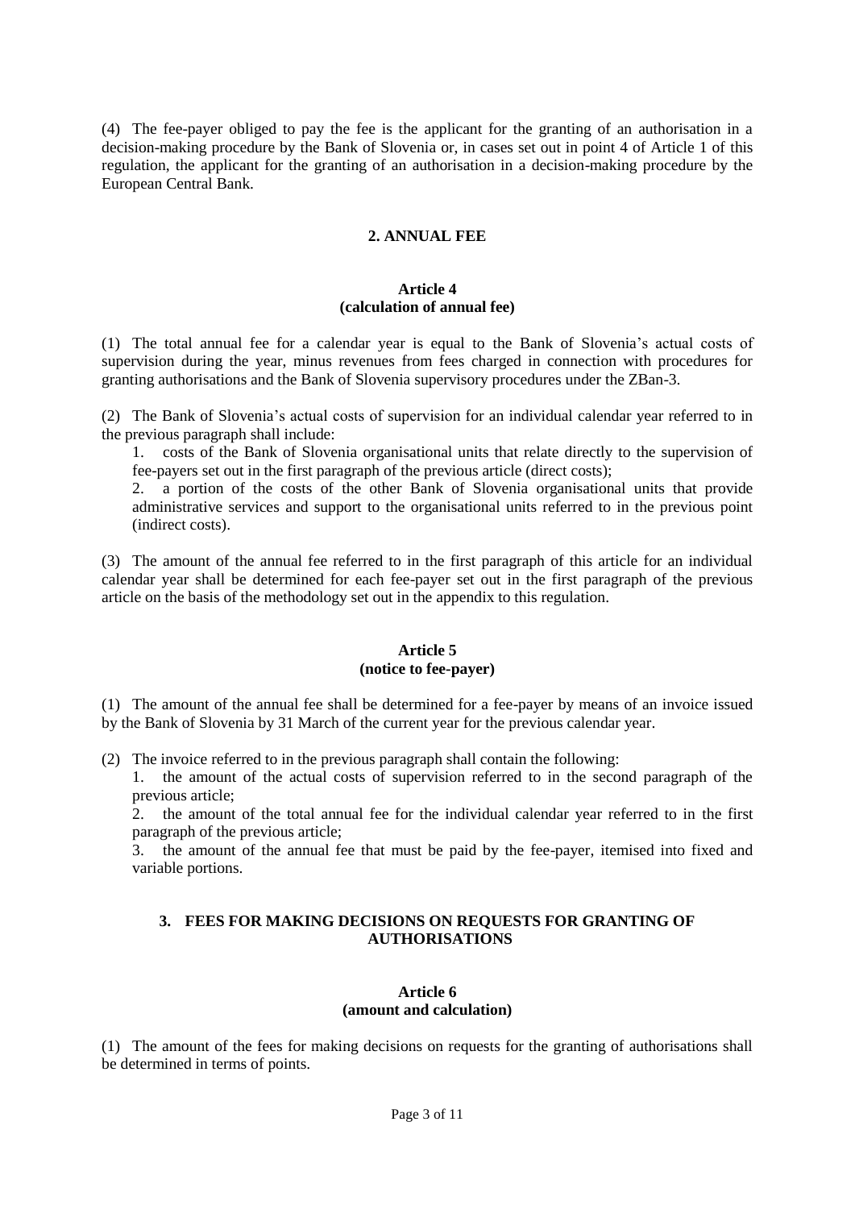(4) The fee-payer obliged to pay the fee is the applicant for the granting of an authorisation in a decision-making procedure by the Bank of Slovenia or, in cases set out in point 4 of Article 1 of this regulation, the applicant for the granting of an authorisation in a decision-making procedure by the European Central Bank.

## 2. ANNUAL FEE

### Article 4
### (calculation of annual fee)

(1) The total annual fee for a calendar year is equal to the Bank of Slovenia's actual costs of supervision during the year, minus revenues from fees charged in connection with procedures for granting authorisations and the Bank of Slovenia supervisory procedures under the ZBan-3.

(2) The Bank of Slovenia's actual costs of supervision for an individual calendar year referred to in the previous paragraph shall include:

1. costs of the Bank of Slovenia organisational units that relate directly to the supervision of fee-payers set out in the first paragraph of the previous article (direct costs);
2. a portion of the costs of the other Bank of Slovenia organisational units that provide administrative services and support to the organisational units referred to in the previous point (indirect costs).

(3) The amount of the annual fee referred to in the first paragraph of this article for an individual calendar year shall be determined for each fee-payer set out in the first paragraph of the previous article on the basis of the methodology set out in the appendix to this regulation.

### Article 5
### (notice to fee-payer)

(1) The amount of the annual fee shall be determined for a fee-payer by means of an invoice issued by the Bank of Slovenia by 31 March of the current year for the previous calendar year.

(2) The invoice referred to in the previous paragraph shall contain the following:

1. the amount of the actual costs of supervision referred to in the second paragraph of the previous article;
2. the amount of the total annual fee for the individual calendar year referred to in the first paragraph of the previous article;
3. the amount of the annual fee that must be paid by the fee-payer, itemised into fixed and variable portions.

## 3. FEES FOR MAKING DECISIONS ON REQUESTS FOR GRANTING OF AUTHORISATIONS

### Article 6
### (amount and calculation)

(1) The amount of the fees for making decisions on requests for the granting of authorisations shall be determined in terms of points.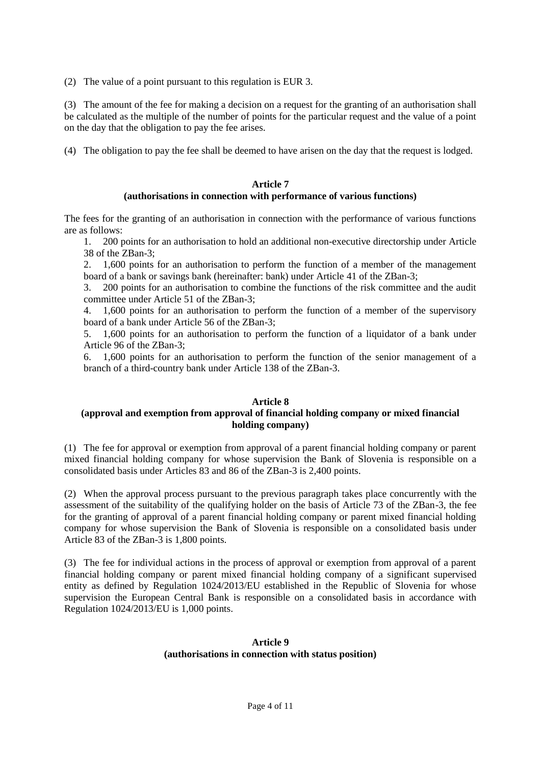(2) The value of a point pursuant to this regulation is EUR 3.

(3) The amount of the fee for making a decision on a request for the granting of an authorisation shall be calculated as the multiple of the number of points for the particular request and the value of a point on the day that the obligation to pay the fee arises.

(4) The obligation to pay the fee shall be deemed to have arisen on the day that the request is lodged.

**Article 7**
**(authorisations in connection with performance of various functions)**

The fees for the granting of an authorisation in connection with the performance of various functions are as follows:

1. 200 points for an authorisation to hold an additional non-executive directorship under Article 38 of the ZBan-3;
2. 1,600 points for an authorisation to perform the function of a member of the management board of a bank or savings bank (hereinafter: bank) under Article 41 of the ZBan-3;
3. 200 points for an authorisation to combine the functions of the risk committee and the audit committee under Article 51 of the ZBan-3;
4. 1,600 points for an authorisation to perform the function of a member of the supervisory board of a bank under Article 56 of the ZBan-3;
5. 1,600 points for an authorisation to perform the function of a liquidator of a bank under Article 96 of the ZBan-3;
6. 1,600 points for an authorisation to perform the function of the senior management of a branch of a third-country bank under Article 138 of the ZBan-3.

**Article 8**
**(approval and exemption from approval of financial holding company or mixed financial holding company)**

(1) The fee for approval or exemption from approval of a parent financial holding company or parent mixed financial holding company for whose supervision the Bank of Slovenia is responsible on a consolidated basis under Articles 83 and 86 of the ZBan-3 is 2,400 points.

(2) When the approval process pursuant to the previous paragraph takes place concurrently with the assessment of the suitability of the qualifying holder on the basis of Article 73 of the ZBan-3, the fee for the granting of approval of a parent financial holding company or parent mixed financial holding company for whose supervision the Bank of Slovenia is responsible on a consolidated basis under Article 83 of the ZBan-3 is 1,800 points.

(3) The fee for individual actions in the process of approval or exemption from approval of a parent financial holding company or parent mixed financial holding company of a significant supervised entity as defined by Regulation 1024/2013/EU established in the Republic of Slovenia for whose supervision the European Central Bank is responsible on a consolidated basis in accordance with Regulation 1024/2013/EU is 1,000 points.

**Article 9**
**(authorisations in connection with status position)**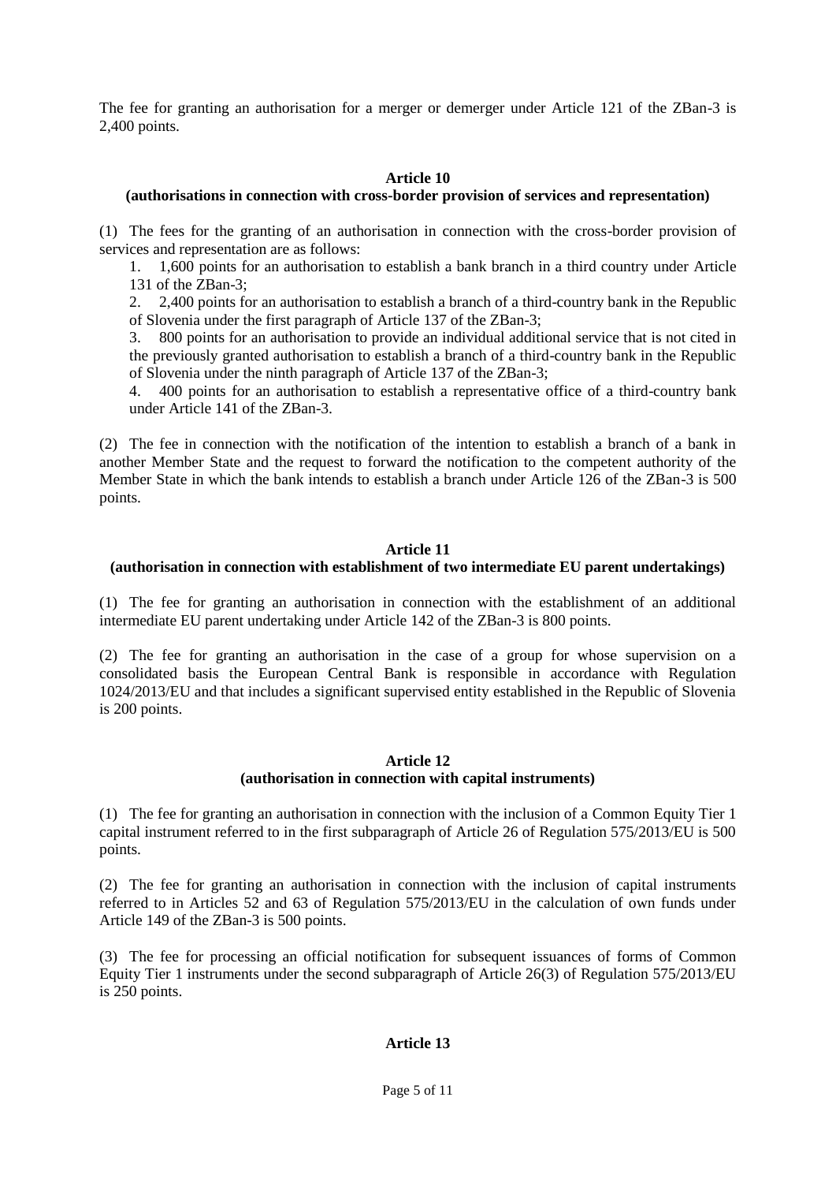The fee for granting an authorisation for a merger or demerger under Article 121 of the ZBan-3 is 2,400 points.

### Article 10
### (authorisations in connection with cross-border provision of services and representation)

(1) The fees for the granting of an authorisation in connection with the cross-border provision of services and representation are as follows:

1. 1,600 points for an authorisation to establish a bank branch in a third country under Article 131 of the ZBan-3;
2. 2,400 points for an authorisation to establish a branch of a third-country bank in the Republic of Slovenia under the first paragraph of Article 137 of the ZBan-3;
3. 800 points for an authorisation to provide an individual additional service that is not cited in the previously granted authorisation to establish a branch of a third-country bank in the Republic of Slovenia under the ninth paragraph of Article 137 of the ZBan-3;
4. 400 points for an authorisation to establish a representative office of a third-country bank under Article 141 of the ZBan-3.

(2) The fee in connection with the notification of the intention to establish a branch of a bank in another Member State and the request to forward the notification to the competent authority of the Member State in which the bank intends to establish a branch under Article 126 of the ZBan-3 is 500 points.

### Article 11
### (authorisation in connection with establishment of two intermediate EU parent undertakings)

(1) The fee for granting an authorisation in connection with the establishment of an additional intermediate EU parent undertaking under Article 142 of the ZBan-3 is 800 points.

(2) The fee for granting an authorisation in the case of a group for whose supervision on a consolidated basis the European Central Bank is responsible in accordance with Regulation 1024/2013/EU and that includes a significant supervised entity established in the Republic of Slovenia is 200 points.

### Article 12
### (authorisation in connection with capital instruments)

(1) The fee for granting an authorisation in connection with the inclusion of a Common Equity Tier 1 capital instrument referred to in the first subparagraph of Article 26 of Regulation 575/2013/EU is 500 points.

(2) The fee for granting an authorisation in connection with the inclusion of capital instruments referred to in Articles 52 and 63 of Regulation 575/2013/EU in the calculation of own funds under Article 149 of the ZBan-3 is 500 points.

(3) The fee for processing an official notification for subsequent issuances of forms of Common Equity Tier 1 instruments under the second subparagraph of Article 26(3) of Regulation 575/2013/EU is 250 points.

### Article 13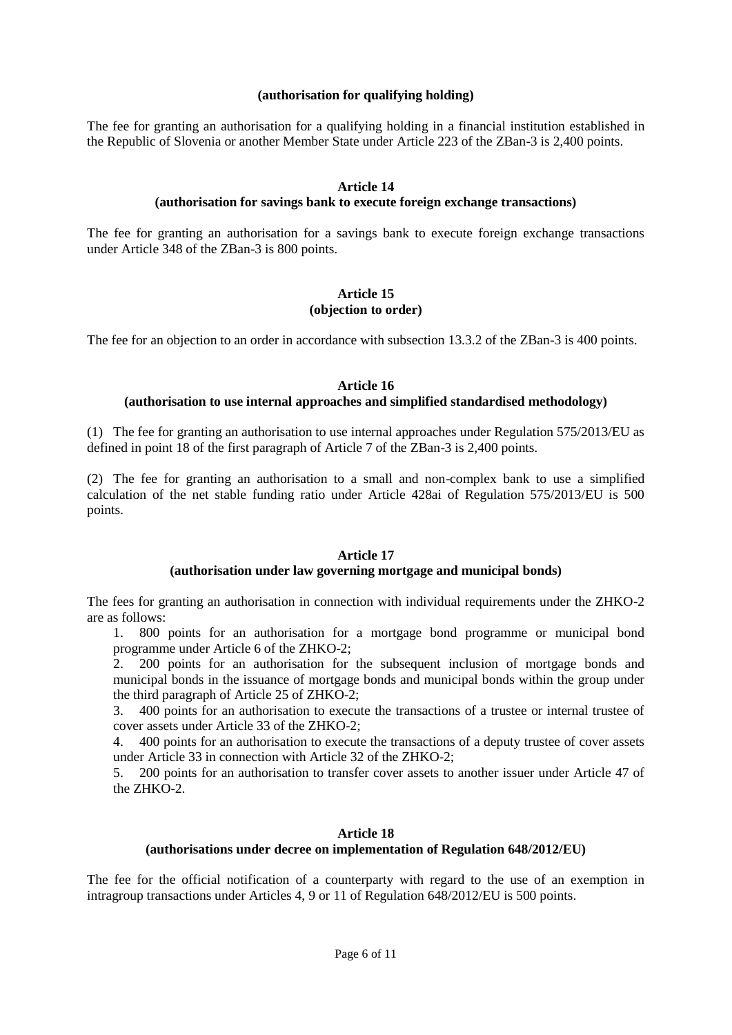**(authorisation for qualifying holding)**

The fee for granting an authorisation for a qualifying holding in a financial institution established in the Republic of Slovenia or another Member State under Article 223 of the ZBan-3 is 2,400 points.

**Article 14**
**(authorisation for savings bank to execute foreign exchange transactions)**

The fee for granting an authorisation for a savings bank to execute foreign exchange transactions under Article 348 of the ZBan-3 is 800 points.

**Article 15**
**(objection to order)**

The fee for an objection to an order in accordance with subsection 13.3.2 of the ZBan-3 is 400 points.

**Article 16**
**(authorisation to use internal approaches and simplified standardised methodology)**

(1) The fee for granting an authorisation to use internal approaches under Regulation 575/2013/EU as defined in point 18 of the first paragraph of Article 7 of the ZBan-3 is 2,400 points.

(2) The fee for granting an authorisation to a small and non-complex bank to use a simplified calculation of the net stable funding ratio under Article 428ai of Regulation 575/2013/EU is 500 points.

**Article 17**
**(authorisation under law governing mortgage and municipal bonds)**

The fees for granting an authorisation in connection with individual requirements under the ZHKO-2 are as follows:

1. 800 points for an authorisation for a mortgage bond programme or municipal bond programme under Article 6 of the ZHKO-2;
2. 200 points for an authorisation for the subsequent inclusion of mortgage bonds and municipal bonds in the issuance of mortgage bonds and municipal bonds within the group under the third paragraph of Article 25 of ZHKO-2;
3. 400 points for an authorisation to execute the transactions of a trustee or internal trustee of cover assets under Article 33 of the ZHKO-2;
4. 400 points for an authorisation to execute the transactions of a deputy trustee of cover assets under Article 33 in connection with Article 32 of the ZHKO-2;
5. 200 points for an authorisation to transfer cover assets to another issuer under Article 47 of the ZHKO-2.

**Article 18**
**(authorisations under decree on implementation of Regulation 648/2012/EU)**

The fee for the official notification of a counterparty with regard to the use of an exemption in intragroup transactions under Articles 4, 9 or 11 of Regulation 648/2012/EU is 500 points.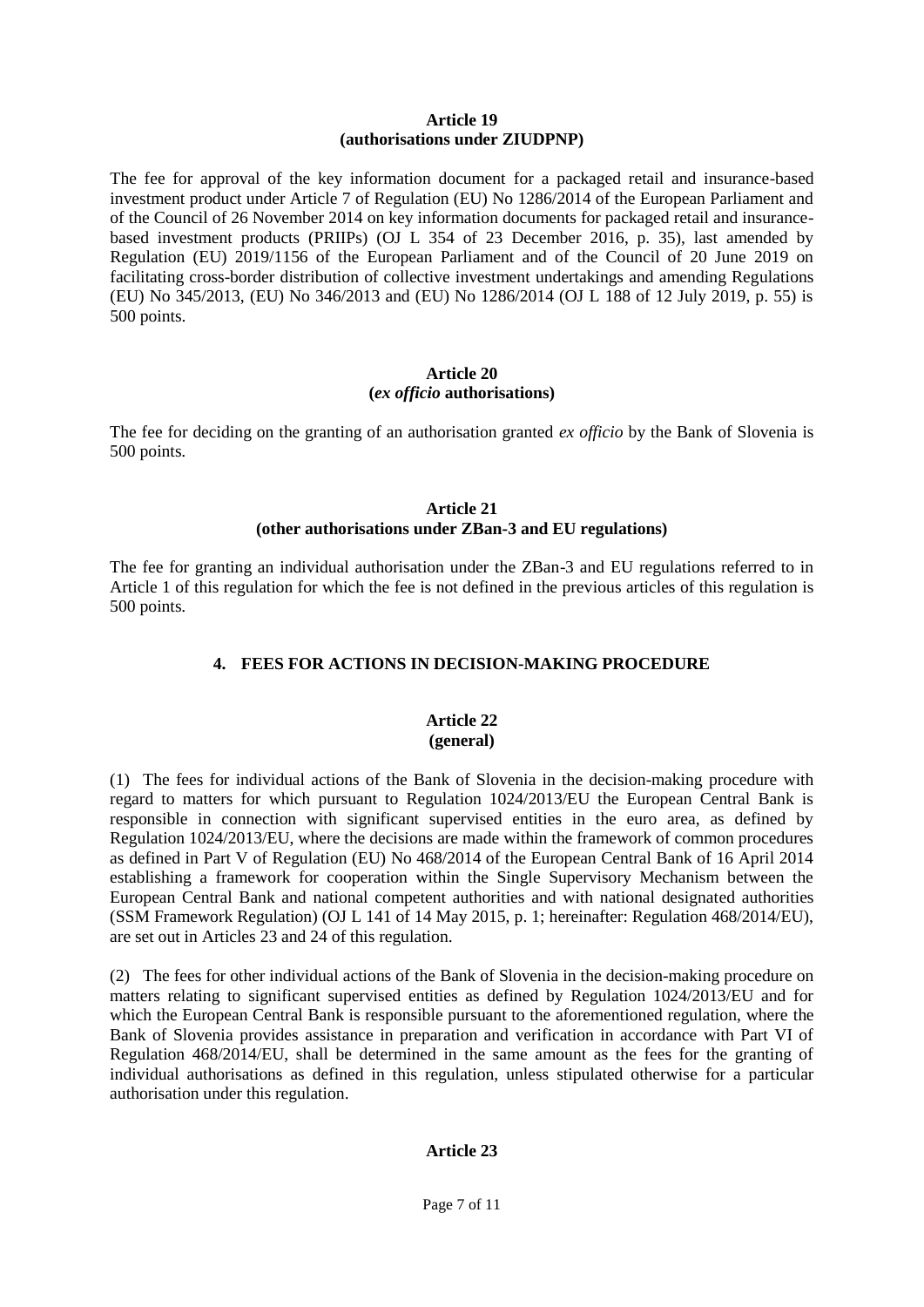**Article 19**
**(authorisations under ZIUDPNP)**

The fee for approval of the key information document for a packaged retail and insurance-based investment product under Article 7 of Regulation (EU) No 1286/2014 of the European Parliament and of the Council of 26 November 2014 on key information documents for packaged retail and insurance-based investment products (PRIIPs) (OJ L 354 of 23 December 2016, p. 35), last amended by Regulation (EU) 2019/1156 of the European Parliament and of the Council of 20 June 2019 on facilitating cross-border distribution of collective investment undertakings and amending Regulations (EU) No 345/2013, (EU) No 346/2013 and (EU) No 1286/2014 (OJ L 188 of 12 July 2019, p. 55) is 500 points.

**Article 20**
**(*ex officio* authorisations)**

The fee for deciding on the granting of an authorisation granted *ex officio* by the Bank of Slovenia is 500 points.

**Article 21**
**(other authorisations under ZBan-3 and EU regulations)**

The fee for granting an individual authorisation under the ZBan-3 and EU regulations referred to in Article 1 of this regulation for which the fee is not defined in the previous articles of this regulation is 500 points.

## 4. FEES FOR ACTIONS IN DECISION-MAKING PROCEDURE

**Article 22**
**(general)**

(1) The fees for individual actions of the Bank of Slovenia in the decision-making procedure with regard to matters for which pursuant to Regulation 1024/2013/EU the European Central Bank is responsible in connection with significant supervised entities in the euro area, as defined by Regulation 1024/2013/EU, where the decisions are made within the framework of common procedures as defined in Part V of Regulation (EU) No 468/2014 of the European Central Bank of 16 April 2014 establishing a framework for cooperation within the Single Supervisory Mechanism between the European Central Bank and national competent authorities and with national designated authorities (SSM Framework Regulation) (OJ L 141 of 14 May 2015, p. 1; hereinafter: Regulation 468/2014/EU), are set out in Articles 23 and 24 of this regulation.

(2) The fees for other individual actions of the Bank of Slovenia in the decision-making procedure on matters relating to significant supervised entities as defined by Regulation 1024/2013/EU and for which the European Central Bank is responsible pursuant to the aforementioned regulation, where the Bank of Slovenia provides assistance in preparation and verification in accordance with Part VI of Regulation 468/2014/EU, shall be determined in the same amount as the fees for the granting of individual authorisations as defined in this regulation, unless stipulated otherwise for a particular authorisation under this regulation.

**Article 23**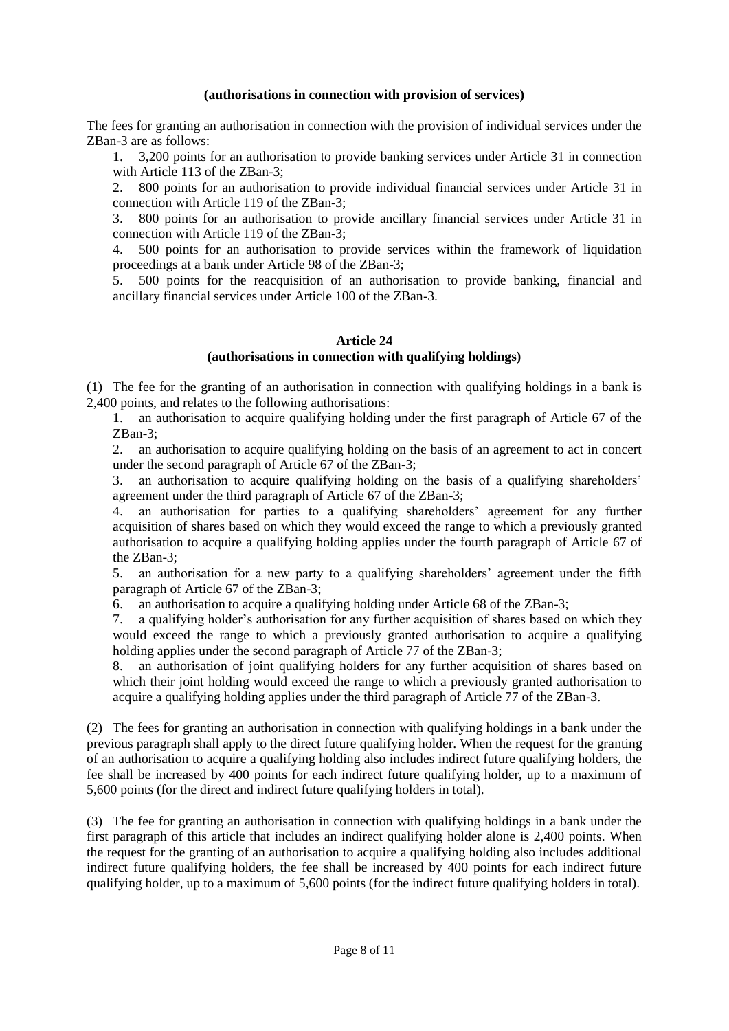**(authorisations in connection with provision of services)**

The fees for granting an authorisation in connection with the provision of individual services under the ZBan-3 are as follows:

1. 3,200 points for an authorisation to provide banking services under Article 31 in connection with Article 113 of the ZBan-3;
2. 800 points for an authorisation to provide individual financial services under Article 31 in connection with Article 119 of the ZBan-3;
3. 800 points for an authorisation to provide ancillary financial services under Article 31 in connection with Article 119 of the ZBan-3;
4. 500 points for an authorisation to provide services within the framework of liquidation proceedings at a bank under Article 98 of the ZBan-3;
5. 500 points for the reacquisition of an authorisation to provide banking, financial and ancillary financial services under Article 100 of the ZBan-3.

## Article 24
**(authorisations in connection with qualifying holdings)**

(1) The fee for the granting of an authorisation in connection with qualifying holdings in a bank is 2,400 points, and relates to the following authorisations:

1. an authorisation to acquire qualifying holding under the first paragraph of Article 67 of the ZBan-3;
2. an authorisation to acquire qualifying holding on the basis of an agreement to act in concert under the second paragraph of Article 67 of the ZBan-3;
3. an authorisation to acquire qualifying holding on the basis of a qualifying shareholders' agreement under the third paragraph of Article 67 of the ZBan-3;
4. an authorisation for parties to a qualifying shareholders' agreement for any further acquisition of shares based on which they would exceed the range to which a previously granted authorisation to acquire a qualifying holding applies under the fourth paragraph of Article 67 of the ZBan-3;
5. an authorisation for a new party to a qualifying shareholders' agreement under the fifth paragraph of Article 67 of the ZBan-3;
6. an authorisation to acquire a qualifying holding under Article 68 of the ZBan-3;
7. a qualifying holder's authorisation for any further acquisition of shares based on which they would exceed the range to which a previously granted authorisation to acquire a qualifying holding applies under the second paragraph of Article 77 of the ZBan-3;
8. an authorisation of joint qualifying holders for any further acquisition of shares based on which their joint holding would exceed the range to which a previously granted authorisation to acquire a qualifying holding applies under the third paragraph of Article 77 of the ZBan-3.

(2) The fees for granting an authorisation in connection with qualifying holdings in a bank under the previous paragraph shall apply to the direct future qualifying holder. When the request for the granting of an authorisation to acquire a qualifying holding also includes indirect future qualifying holders, the fee shall be increased by 400 points for each indirect future qualifying holder, up to a maximum of 5,600 points (for the direct and indirect future qualifying holders in total).

(3) The fee for granting an authorisation in connection with qualifying holdings in a bank under the first paragraph of this article that includes an indirect qualifying holder alone is 2,400 points. When the request for the granting of an authorisation to acquire a qualifying holding also includes additional indirect future qualifying holders, the fee shall be increased by 400 points for each indirect future qualifying holder, up to a maximum of 5,600 points (for the indirect future qualifying holders in total).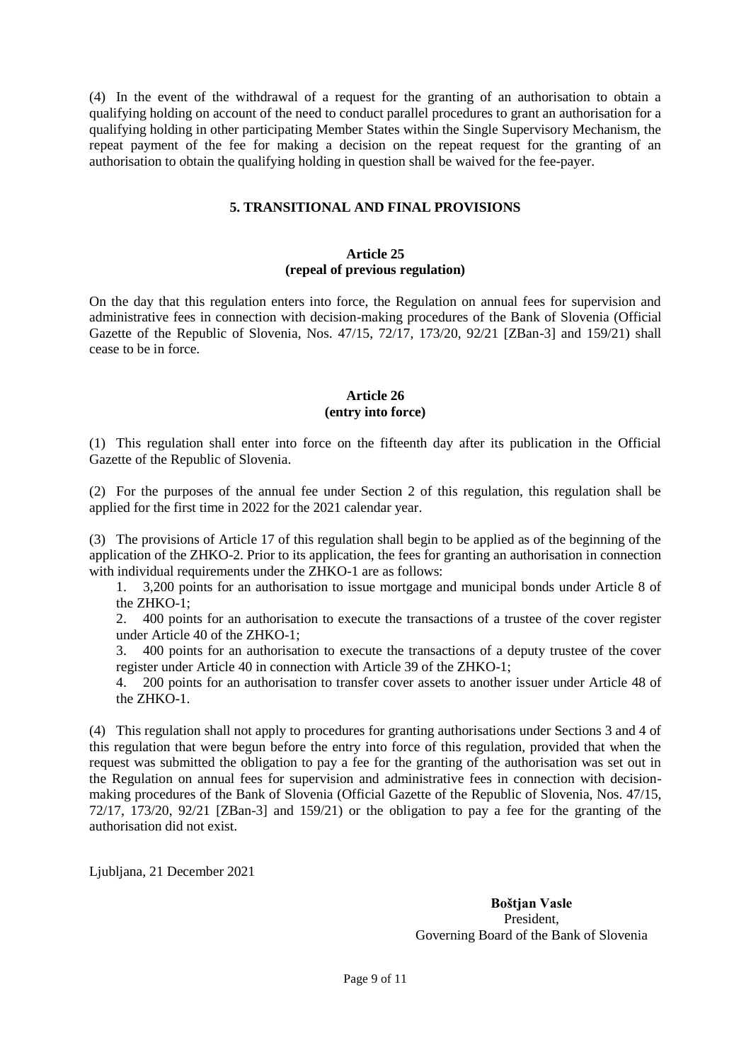(4) In the event of the withdrawal of a request for the granting of an authorisation to obtain a qualifying holding on account of the need to conduct parallel procedures to grant an authorisation for a qualifying holding in other participating Member States within the Single Supervisory Mechanism, the repeat payment of the fee for making a decision on the repeat request for the granting of an authorisation to obtain the qualifying holding in question shall be waived for the fee-payer.

## 5. TRANSITIONAL AND FINAL PROVISIONS

### Article 25
### (repeal of previous regulation)

On the day that this regulation enters into force, the Regulation on annual fees for supervision and administrative fees in connection with decision-making procedures of the Bank of Slovenia (Official Gazette of the Republic of Slovenia, Nos. 47/15, 72/17, 173/20, 92/21 [ZBan-3] and 159/21) shall cease to be in force.

### Article 26
### (entry into force)

(1) This regulation shall enter into force on the fifteenth day after its publication in the Official Gazette of the Republic of Slovenia.

(2) For the purposes of the annual fee under Section 2 of this regulation, this regulation shall be applied for the first time in 2022 for the 2021 calendar year.

(3) The provisions of Article 17 of this regulation shall begin to be applied as of the beginning of the application of the ZHKO-2. Prior to its application, the fees for granting an authorisation in connection with individual requirements under the ZHKO-1 are as follows:

1. 3,200 points for an authorisation to issue mortgage and municipal bonds under Article 8 of the ZHKO-1;
2. 400 points for an authorisation to execute the transactions of a trustee of the cover register under Article 40 of the ZHKO-1;
3. 400 points for an authorisation to execute the transactions of a deputy trustee of the cover register under Article 40 in connection with Article 39 of the ZHKO-1;
4. 200 points for an authorisation to transfer cover assets to another issuer under Article 48 of the ZHKO-1.

(4) This regulation shall not apply to procedures for granting authorisations under Sections 3 and 4 of this regulation that were begun before the entry into force of this regulation, provided that when the request was submitted the obligation to pay a fee for the granting of the authorisation was set out in the Regulation on annual fees for supervision and administrative fees in connection with decision-making procedures of the Bank of Slovenia (Official Gazette of the Republic of Slovenia, Nos. 47/15, 72/17, 173/20, 92/21 [ZBan-3] and 159/21) or the obligation to pay a fee for the granting of the authorisation did not exist.

Ljubljana, 21 December 2021

**Boštjan Vasle**
President,
Governing Board of the Bank of Slovenia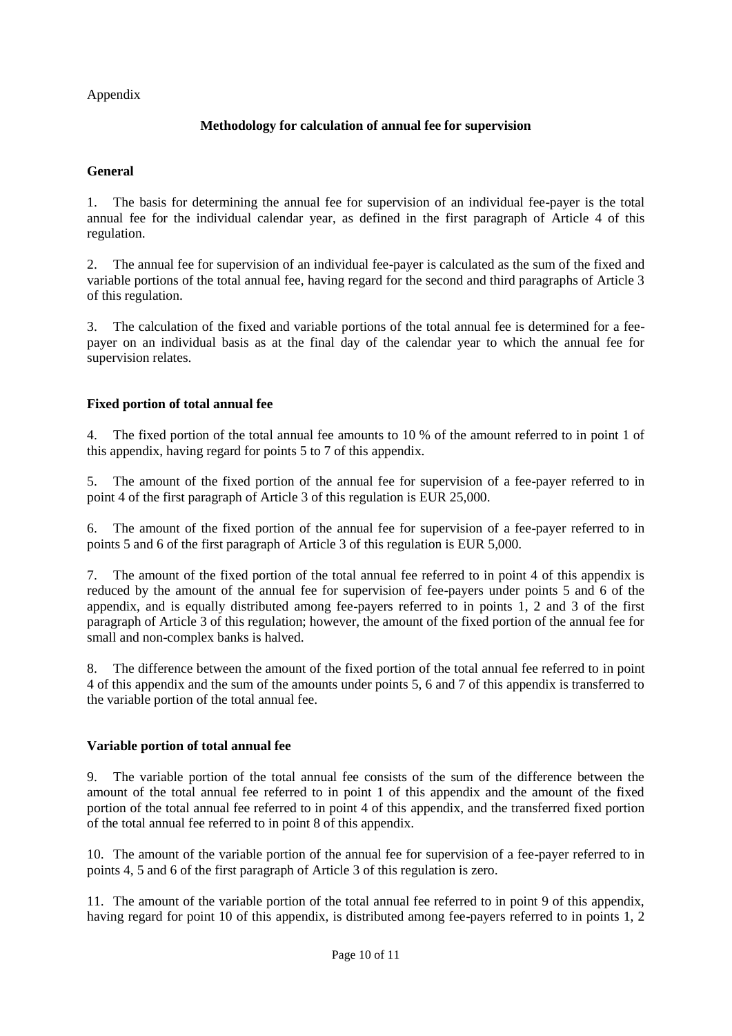Appendix

## Methodology for calculation of annual fee for supervision

### General

1. The basis for determining the annual fee for supervision of an individual fee-payer is the total annual fee for the individual calendar year, as defined in the first paragraph of Article 4 of this regulation.

2. The annual fee for supervision of an individual fee-payer is calculated as the sum of the fixed and variable portions of the total annual fee, having regard for the second and third paragraphs of Article 3 of this regulation.

3. The calculation of the fixed and variable portions of the total annual fee is determined for a fee-payer on an individual basis as at the final day of the calendar year to which the annual fee for supervision relates.

### Fixed portion of total annual fee

4. The fixed portion of the total annual fee amounts to 10 % of the amount referred to in point 1 of this appendix, having regard for points 5 to 7 of this appendix.

5. The amount of the fixed portion of the annual fee for supervision of a fee-payer referred to in point 4 of the first paragraph of Article 3 of this regulation is EUR 25,000.

6. The amount of the fixed portion of the annual fee for supervision of a fee-payer referred to in points 5 and 6 of the first paragraph of Article 3 of this regulation is EUR 5,000.

7. The amount of the fixed portion of the total annual fee referred to in point 4 of this appendix is reduced by the amount of the annual fee for supervision of fee-payers under points 5 and 6 of the appendix, and is equally distributed among fee-payers referred to in points 1, 2 and 3 of the first paragraph of Article 3 of this regulation; however, the amount of the fixed portion of the annual fee for small and non-complex banks is halved.

8. The difference between the amount of the fixed portion of the total annual fee referred to in point 4 of this appendix and the sum of the amounts under points 5, 6 and 7 of this appendix is transferred to the variable portion of the total annual fee.

### Variable portion of total annual fee

9. The variable portion of the total annual fee consists of the sum of the difference between the amount of the total annual fee referred to in point 1 of this appendix and the amount of the fixed portion of the total annual fee referred to in point 4 of this appendix, and the transferred fixed portion of the total annual fee referred to in point 8 of this appendix.

10. The amount of the variable portion of the annual fee for supervision of a fee-payer referred to in points 4, 5 and 6 of the first paragraph of Article 3 of this regulation is zero.

11. The amount of the variable portion of the total annual fee referred to in point 9 of this appendix, having regard for point 10 of this appendix, is distributed among fee-payers referred to in points 1, 2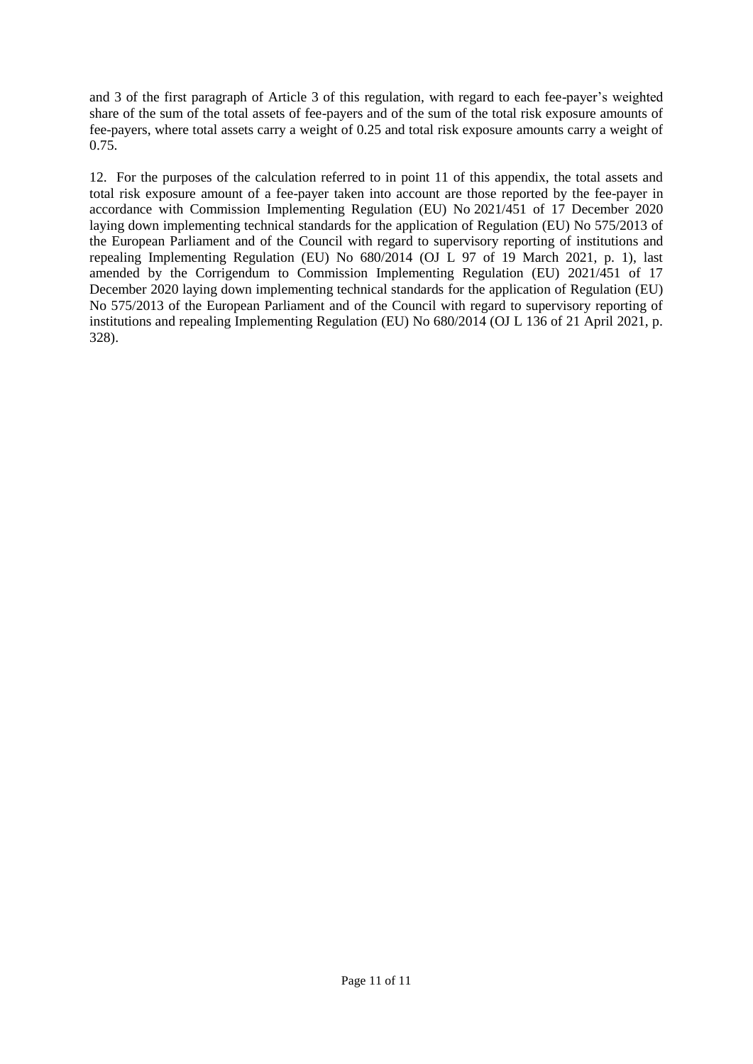and 3 of the first paragraph of Article 3 of this regulation, with regard to each fee-payer's weighted share of the sum of the total assets of fee-payers and of the sum of the total risk exposure amounts of fee-payers, where total assets carry a weight of 0.25 and total risk exposure amounts carry a weight of 0.75.

12. For the purposes of the calculation referred to in point 11 of this appendix, the total assets and total risk exposure amount of a fee-payer taken into account are those reported by the fee-payer in accordance with Commission Implementing Regulation (EU) No 2021/451 of 17 December 2020 laying down implementing technical standards for the application of Regulation (EU) No 575/2013 of the European Parliament and of the Council with regard to supervisory reporting of institutions and repealing Implementing Regulation (EU) No 680/2014 (OJ L 97 of 19 March 2021, p. 1), last amended by the Corrigendum to Commission Implementing Regulation (EU) 2021/451 of 17 December 2020 laying down implementing technical standards for the application of Regulation (EU) No 575/2013 of the European Parliament and of the Council with regard to supervisory reporting of institutions and repealing Implementing Regulation (EU) No 680/2014 (OJ L 136 of 21 April 2021, p. 328).